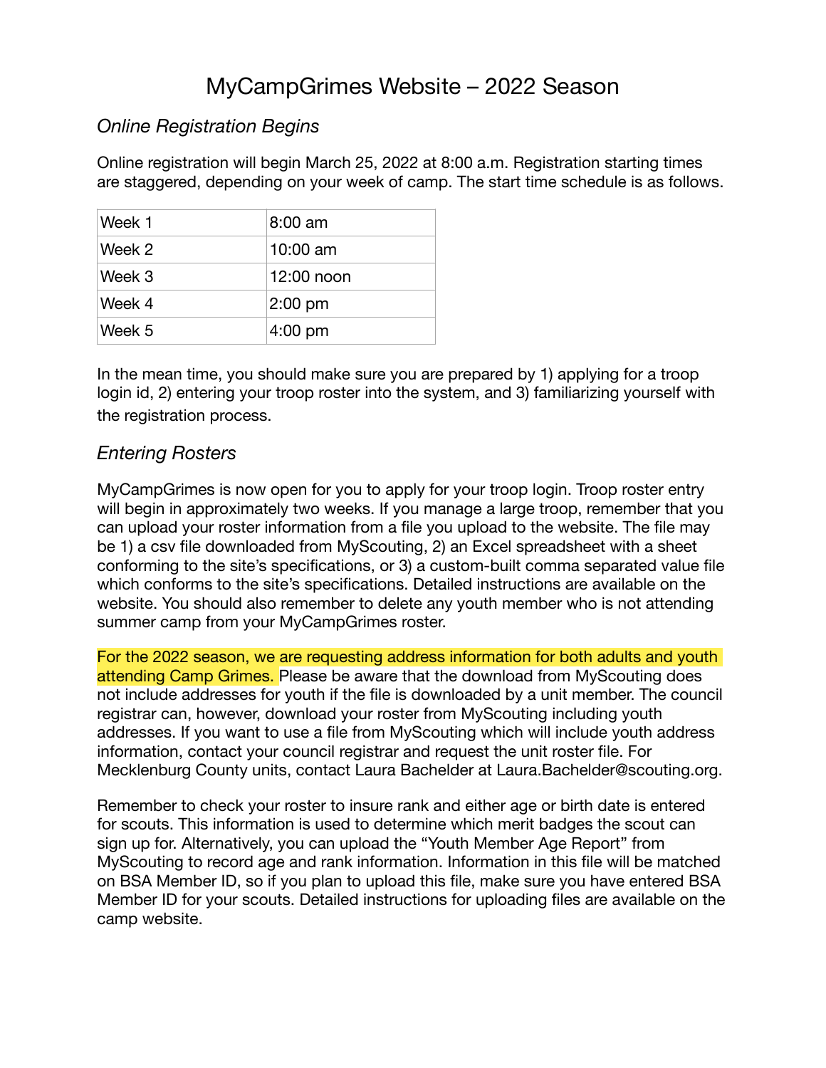# MyCampGrimes Website – 2022 Season

## *Online Registration Begins*

Online registration will begin March 25, 2022 at 8:00 a.m. Registration starting times are staggered, depending on your week of camp. The start time schedule is as follows.

| Week 1 | 8:00 am |
|---|---|
| Week 2 | 10:00 am |
| Week 3 | 12:00 noon |
| Week 4 | 2:00 pm |
| Week 5 | 4:00 pm |

In the mean time, you should make sure you are prepared by 1) applying for a troop login id, 2) entering your troop roster into the system, and 3) familiarizing yourself with the registration process.

## *Entering Rosters*

MyCampGrimes is now open for you to apply for your troop login. Troop roster entry will begin in approximately two weeks. If you manage a large troop, remember that you can upload your roster information from a file you upload to the website. The file may be 1) a csv file downloaded from MyScouting, 2) an Excel spreadsheet with a sheet conforming to the site's specifications, or 3) a custom-built comma separated value file which conforms to the site's specifications. Detailed instructions are available on the website. You should also remember to delete any youth member who is not attending summer camp from your MyCampGrimes roster.

For the 2022 season, we are requesting address information for both adults and youth attending Camp Grimes. Please be aware that the download from MyScouting does not include addresses for youth if the file is downloaded by a unit member. The council registrar can, however, download your roster from MyScouting including youth addresses. If you want to use a file from MyScouting which will include youth address information, contact your council registrar and request the unit roster file. For Mecklenburg County units, contact Laura Bachelder at Laura.Bachelder@scouting.org.

Remember to check your roster to insure rank and either age or birth date is entered for scouts. This information is used to determine which merit badges the scout can sign up for. Alternatively, you can upload the "Youth Member Age Report" from MyScouting to record age and rank information. Information in this file will be matched on BSA Member ID, so if you plan to upload this file, make sure you have entered BSA Member ID for your scouts. Detailed instructions for uploading files are available on the camp website.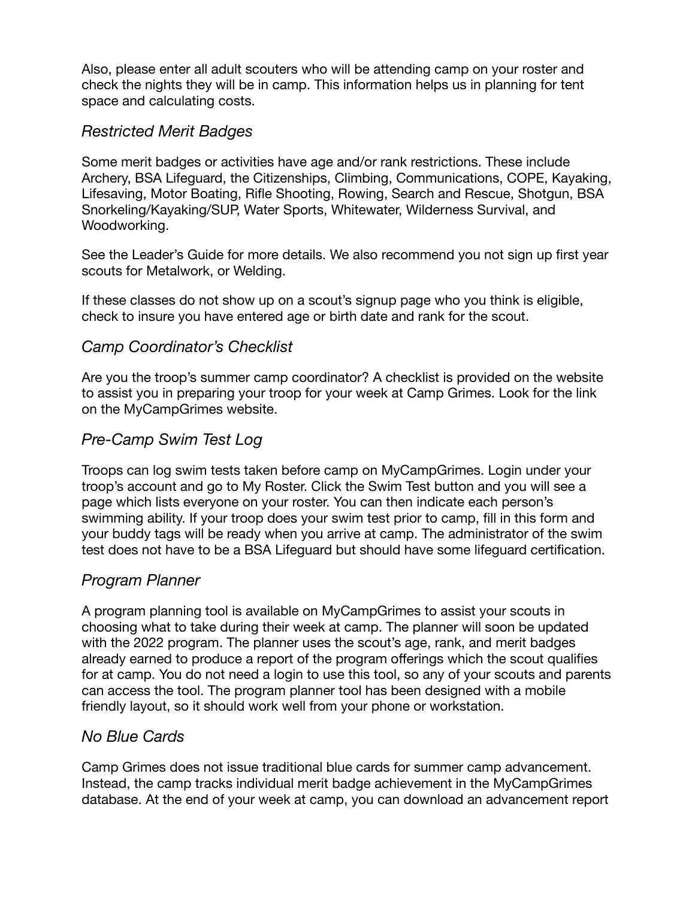Also, please enter all adult scouters who will be attending camp on your roster and check the nights they will be in camp. This information helps us in planning for tent space and calculating costs.

### *Restricted Merit Badges*

Some merit badges or activities have age and/or rank restrictions. These include Archery, BSA Lifeguard, the Citizenships, Climbing, Communications, COPE, Kayaking, Lifesaving, Motor Boating, Rifle Shooting, Rowing, Search and Rescue, Shotgun, BSA Snorkeling/Kayaking/SUP, Water Sports, Whitewater, Wilderness Survival, and Woodworking.

See the Leader's Guide for more details. We also recommend you not sign up first year scouts for Metalwork, or Welding.

If these classes do not show up on a scout's signup page who you think is eligible, check to insure you have entered age or birth date and rank for the scout.

### *Camp Coordinator's Checklist*

Are you the troop's summer camp coordinator? A checklist is provided on the website to assist you in preparing your troop for your week at Camp Grimes. Look for the link on the MyCampGrimes website.

### *Pre-Camp Swim Test Log*

Troops can log swim tests taken before camp on MyCampGrimes. Login under your troop's account and go to My Roster. Click the Swim Test button and you will see a page which lists everyone on your roster. You can then indicate each person's swimming ability. If your troop does your swim test prior to camp, fill in this form and your buddy tags will be ready when you arrive at camp. The administrator of the swim test does not have to be a BSA Lifeguard but should have some lifeguard certification.

### *Program Planner*

A program planning tool is available on MyCampGrimes to assist your scouts in choosing what to take during their week at camp. The planner will soon be updated with the 2022 program. The planner uses the scout's age, rank, and merit badges already earned to produce a report of the program offerings which the scout qualifies for at camp. You do not need a login to use this tool, so any of your scouts and parents can access the tool. The program planner tool has been designed with a mobile friendly layout, so it should work well from your phone or workstation.

### *No Blue Cards*

Camp Grimes does not issue traditional blue cards for summer camp advancement. Instead, the camp tracks individual merit badge achievement in the MyCampGrimes database. At the end of your week at camp, you can download an advancement report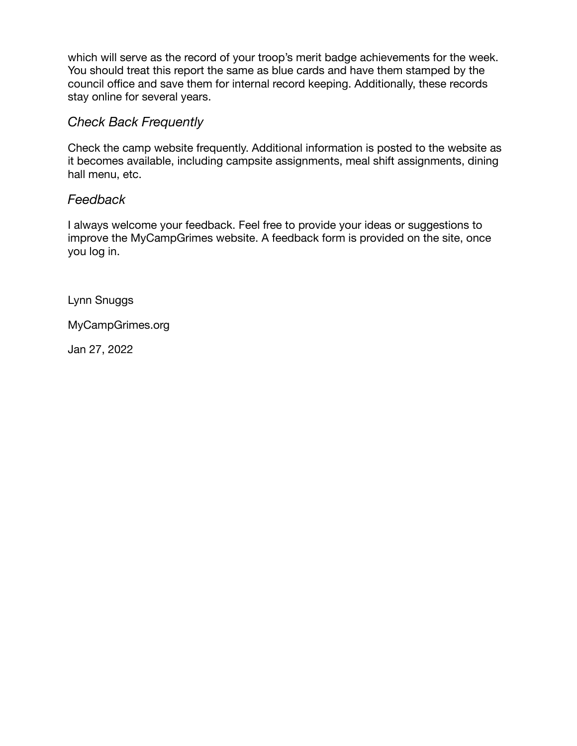which will serve as the record of your troop's merit badge achievements for the week. You should treat this report the same as blue cards and have them stamped by the council office and save them for internal record keeping. Additionally, these records stay online for several years.

### *Check Back Frequently*

Check the camp website frequently. Additional information is posted to the website as it becomes available, including campsite assignments, meal shift assignments, dining hall menu, etc.

### *Feedback*

I always welcome your feedback. Feel free to provide your ideas or suggestions to improve the MyCampGrimes website. A feedback form is provided on the site, once you log in.

Lynn Snuggs

MyCampGrimes.org

Jan 27, 2022